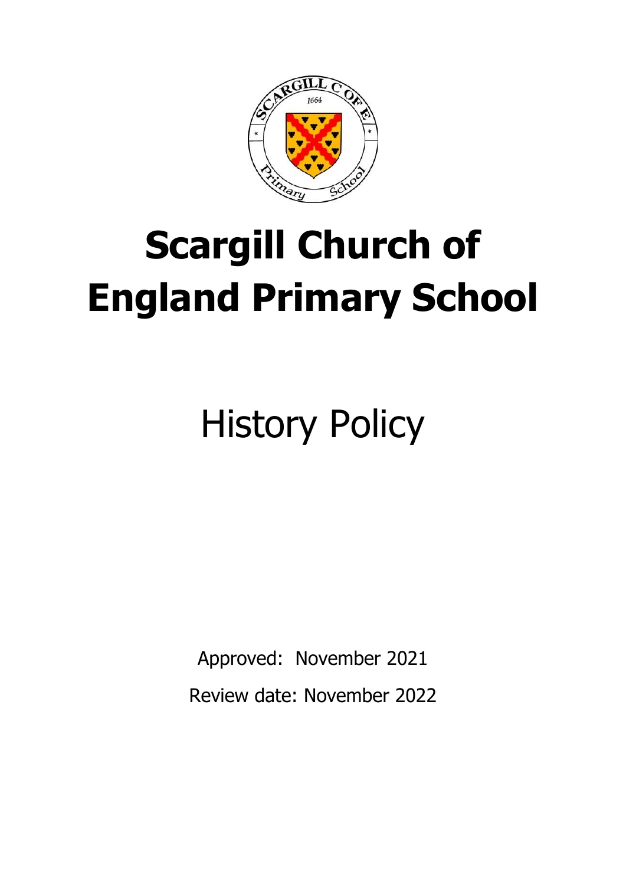# Scargill Church of England Primary School

## History Policy

Approved: November 2021

Review date: November 2022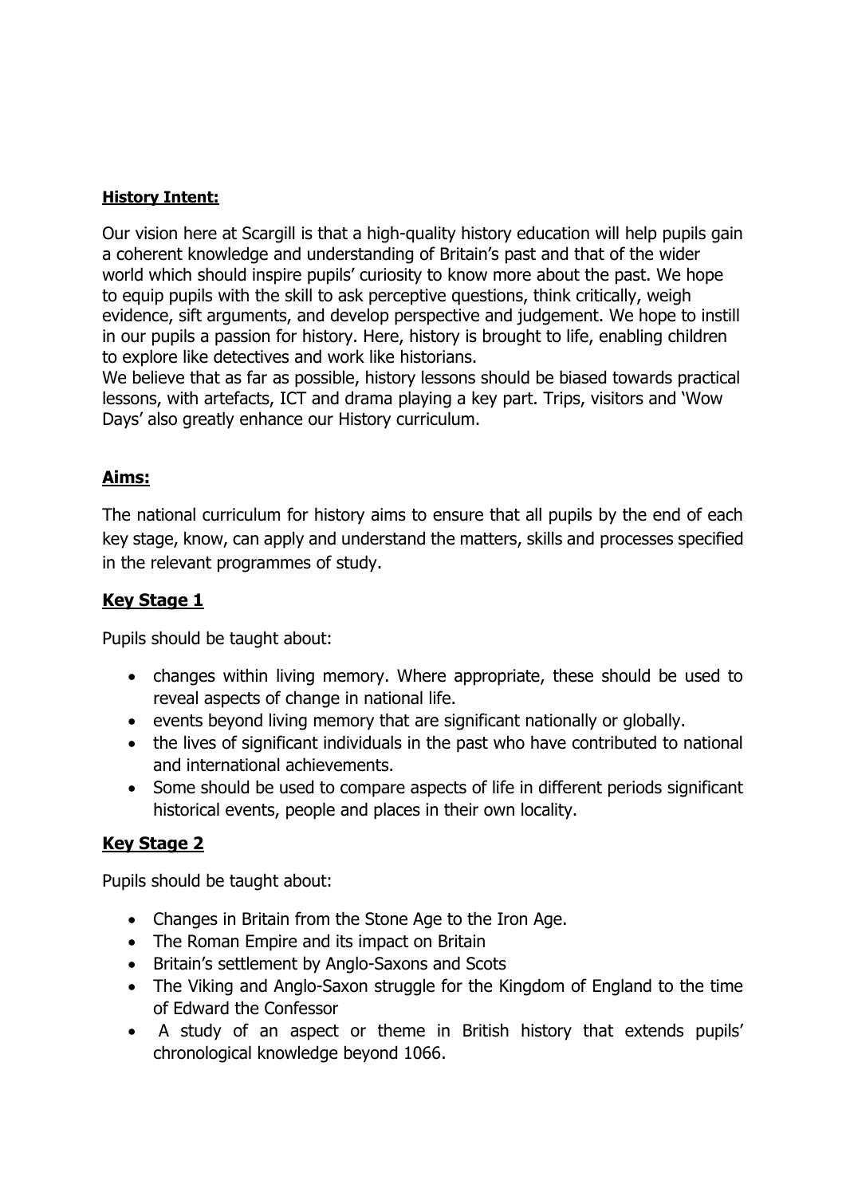**History Intent:**

Our vision here at Scargill is that a high-quality history education will help pupils gain a coherent knowledge and understanding of Britain's past and that of the wider world which should inspire pupils' curiosity to know more about the past. We hope to equip pupils with the skill to ask perceptive questions, think critically, weigh evidence, sift arguments, and develop perspective and judgement. We hope to instill in our pupils a passion for history. Here, history is brought to life, enabling children to explore like detectives and work like historians.
We believe that as far as possible, history lessons should be biased towards practical lessons, with artefacts, ICT and drama playing a key part. Trips, visitors and 'Wow Days' also greatly enhance our History curriculum.

## Aims:

The national curriculum for history aims to ensure that all pupils by the end of each key stage, know, can apply and understand the matters, skills and processes specified in the relevant programmes of study.

## Key Stage 1

Pupils should be taught about:

- changes within living memory. Where appropriate, these should be used to reveal aspects of change in national life.
- events beyond living memory that are significant nationally or globally.
- the lives of significant individuals in the past who have contributed to national and international achievements.
- Some should be used to compare aspects of life in different periods significant historical events, people and places in their own locality.

## Key Stage 2

Pupils should be taught about:

- Changes in Britain from the Stone Age to the Iron Age.
- The Roman Empire and its impact on Britain
- Britain's settlement by Anglo-Saxons and Scots
- The Viking and Anglo-Saxon struggle for the Kingdom of England to the time of Edward the Confessor
- A study of an aspect or theme in British history that extends pupils' chronological knowledge beyond 1066.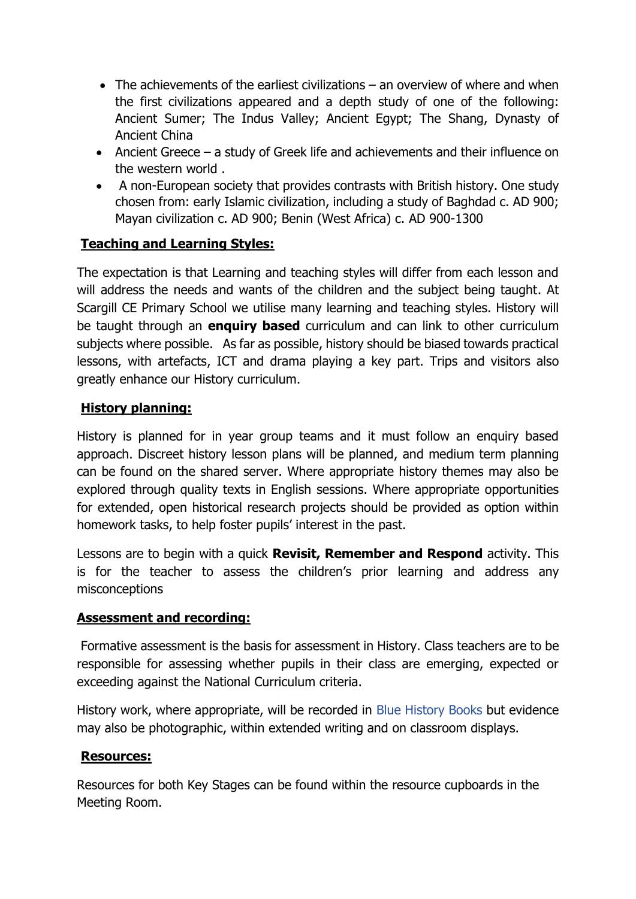- The achievements of the earliest civilizations – an overview of where and when the first civilizations appeared and a depth study of one of the following: Ancient Sumer; The Indus Valley; Ancient Egypt; The Shang, Dynasty of Ancient China
- Ancient Greece – a study of Greek life and achievements and their influence on the western world .
- A non-European society that provides contrasts with British history. One study chosen from: early Islamic civilization, including a study of Baghdad c. AD 900; Mayan civilization c. AD 900; Benin (West Africa) c. AD 900-1300

## Teaching and Learning Styles:

The expectation is that Learning and teaching styles will differ from each lesson and will address the needs and wants of the children and the subject being taught. At Scargill CE Primary School we utilise many learning and teaching styles. History will be taught through an **enquiry based** curriculum and can link to other curriculum subjects where possible. As far as possible, history should be biased towards practical lessons, with artefacts, ICT and drama playing a key part. Trips and visitors also greatly enhance our History curriculum.

## History planning:

History is planned for in year group teams and it must follow an enquiry based approach. Discreet history lesson plans will be planned, and medium term planning can be found on the shared server. Where appropriate history themes may also be explored through quality texts in English sessions. Where appropriate opportunities for extended, open historical research projects should be provided as option within homework tasks, to help foster pupils' interest in the past.

Lessons are to begin with a quick **Revisit, Remember and Respond** activity. This is for the teacher to assess the children's prior learning and address any misconceptions

## Assessment and recording:

Formative assessment is the basis for assessment in History. Class teachers are to be responsible for assessing whether pupils in their class are emerging, expected or exceeding against the National Curriculum criteria.

History work, where appropriate, will be recorded in Blue History Books but evidence may also be photographic, within extended writing and on classroom displays.

## Resources:

Resources for both Key Stages can be found within the resource cupboards in the Meeting Room.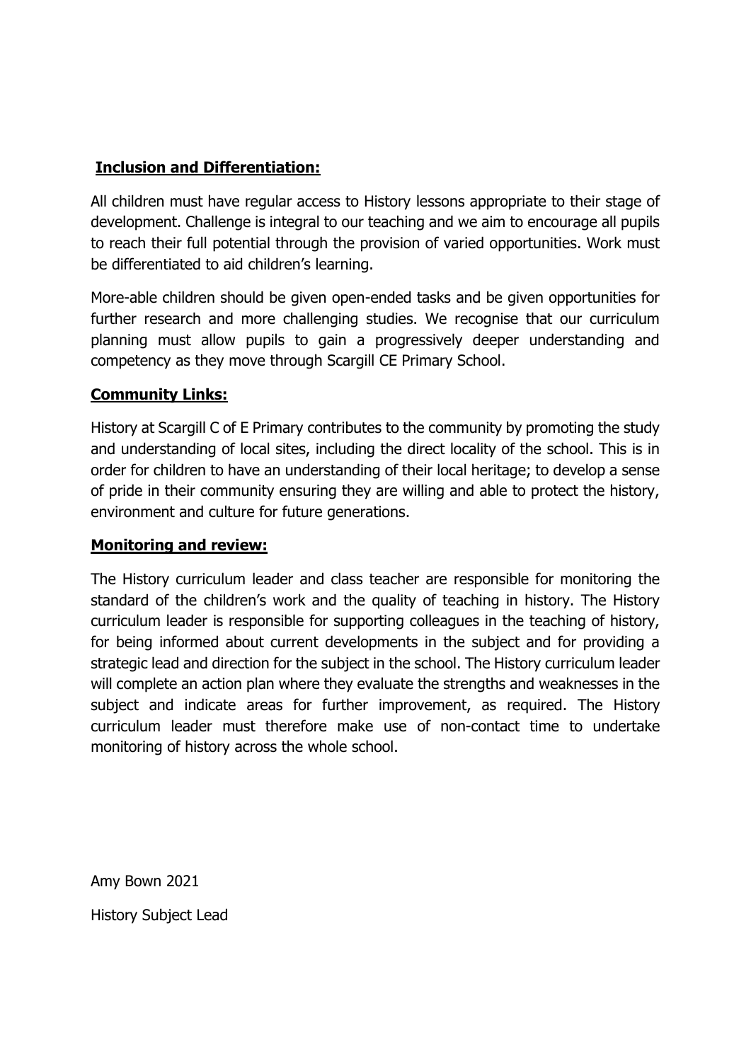## Inclusion and Differentiation:

All children must have regular access to History lessons appropriate to their stage of development. Challenge is integral to our teaching and we aim to encourage all pupils to reach their full potential through the provision of varied opportunities. Work must be differentiated to aid children's learning.

More-able children should be given open-ended tasks and be given opportunities for further research and more challenging studies. We recognise that our curriculum planning must allow pupils to gain a progressively deeper understanding and competency as they move through Scargill CE Primary School.

## Community Links:

History at Scargill C of E Primary contributes to the community by promoting the study and understanding of local sites, including the direct locality of the school. This is in order for children to have an understanding of their local heritage; to develop a sense of pride in their community ensuring they are willing and able to protect the history, environment and culture for future generations.

## Monitoring and review:

The History curriculum leader and class teacher are responsible for monitoring the standard of the children's work and the quality of teaching in history. The History curriculum leader is responsible for supporting colleagues in the teaching of history, for being informed about current developments in the subject and for providing a strategic lead and direction for the subject in the school. The History curriculum leader will complete an action plan where they evaluate the strengths and weaknesses in the subject and indicate areas for further improvement, as required. The History curriculum leader must therefore make use of non-contact time to undertake monitoring of history across the whole school.

Amy Bown 2021

History Subject Lead